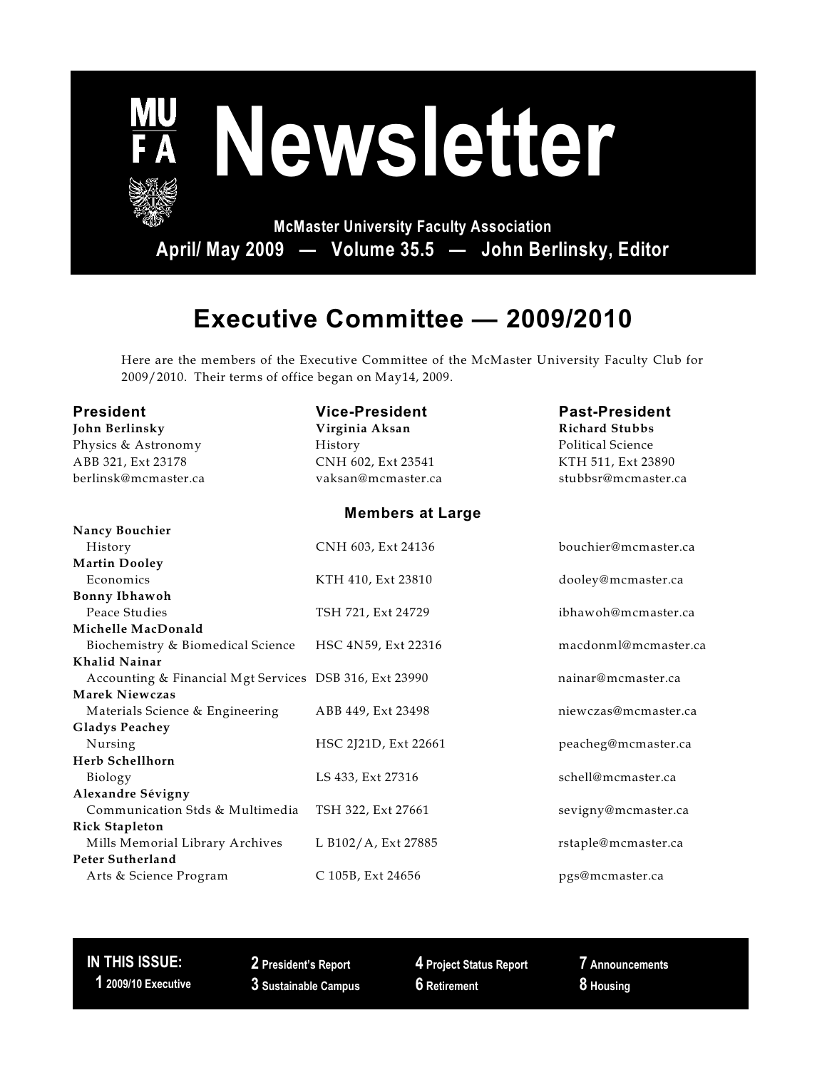# Newsletter

**MU FA**

**McMaster University Faculty Association**

**April/ May 2009 — Volume 35.5 — John Berlinsky, Editor**

## Executive Committee — 2009/2010

Here are the members of the Executive Committee of the McMaster University Faculty Club for 2009/2010. Their terms of office began on May14, 2009.

| President | Vice-President | Past-President |
|---|---|---|
| **John Berlinsky** | **Virginia Aksan** | **Richard Stubbs** |
| Physics & Astronomy | History | Political Science |
| ABB 321, Ext 23178 | CNH 602, Ext 23541 | KTH 511, Ext 23890 |
| berlinsk@mcmaster.ca | vaksan@mcmaster.ca | stubbsr@mcmaster.ca |

### Members at Large

| Name / Department | Office | Email |
|---|---|---|
| **Nancy Bouchier**<br>History | CNH 603, Ext 24136 | bouchier@mcmaster.ca |
| **Martin Dooley**<br>Economics | KTH 410, Ext 23810 | dooley@mcmaster.ca |
| **Bonny Ibhawoh**<br>Peace Studies | TSH 721, Ext 24729 | ibhawoh@mcmaster.ca |
| **Michelle MacDonald**<br>Biochemistry & Biomedical Science | HSC 4N59, Ext 22316 | macdonml@mcmaster.ca |
| **Khalid Nainar**<br>Accounting & Financial Mgt Services | DSB 316, Ext 23990 | nainar@mcmaster.ca |
| **Marek Niewczas**<br>Materials Science & Engineering | ABB 449, Ext 23498 | niewczas@mcmaster.ca |
| **Gladys Peachey**<br>Nursing | HSC 2J21D, Ext 22661 | peacheg@mcmaster.ca |
| **Herb Schellhorn**<br>Biology | LS 433, Ext 27316 | schell@mcmaster.ca |
| **Alexandre Sévigny**<br>Communication Stds & Multimedia | TSH 322, Ext 27661 | sevigny@mcmaster.ca |
| **Rick Stapleton**<br>Mills Memorial Library Archives | L B102/A, Ext 27885 | rstaple@mcmaster.ca |
| **Peter Sutherland**<br>Arts & Science Program | C 105B, Ext 24656 | pgs@mcmaster.ca |

**IN THIS ISSUE:**

- **1** 2009/10 Executive
- **2** President's Report
- **3** Sustainable Campus
- **4** Project Status Report
- **6** Retirement
- **7** Announcements
- **8** Housing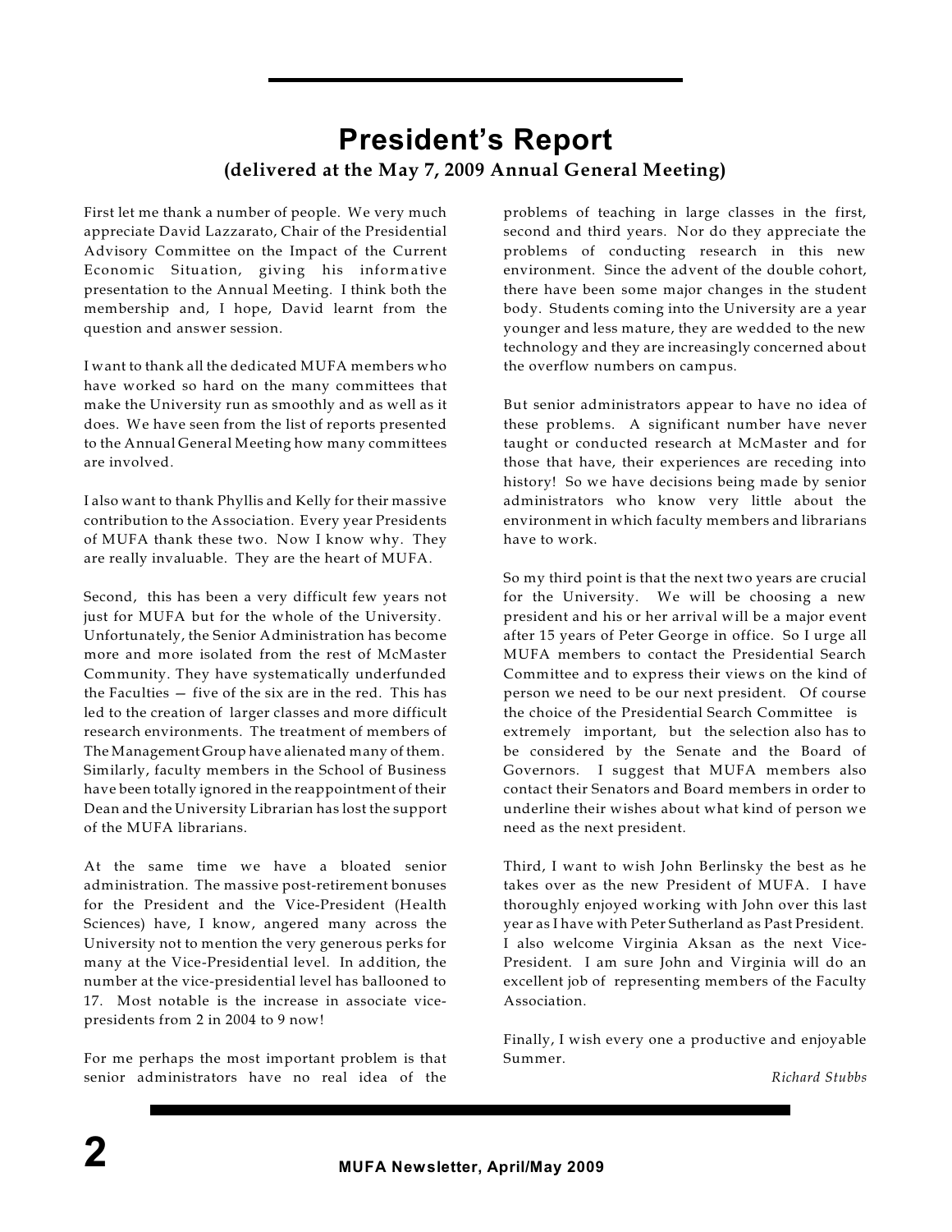# President's Report

**(delivered at the May 7, 2009 Annual General Meeting)**

First let me thank a number of people. We very much appreciate David Lazzarato, Chair of the Presidential Advisory Committee on the Impact of the Current Economic Situation, giving his informative presentation to the Annual Meeting. I think both the membership and, I hope, David learnt from the question and answer session.

I want to thank all the dedicated MUFA members who have worked so hard on the many committees that make the University run as smoothly and as well as it does. We have seen from the list of reports presented to the Annual General Meeting how many committees are involved.

I also want to thank Phyllis and Kelly for their massive contribution to the Association. Every year Presidents of MUFA thank these two. Now I know why. They are really invaluable. They are the heart of MUFA.

Second, this has been a very difficult few years not just for MUFA but for the whole of the University. Unfortunately, the Senior Administration has become more and more isolated from the rest of McMaster Community. They have systematically underfunded the Faculties — five of the six are in the red. This has led to the creation of larger classes and more difficult research environments. The treatment of members of The Management Group have alienated many of them. Similarly, faculty members in the School of Business have been totally ignored in the reappointment of their Dean and the University Librarian has lost the support of the MUFA librarians.

At the same time we have a bloated senior administration. The massive post-retirement bonuses for the President and the Vice-President (Health Sciences) have, I know, angered many across the University not to mention the very generous perks for many at the Vice-Presidential level. In addition, the number at the vice-presidential level has ballooned to 17. Most notable is the increase in associate vice-presidents from 2 in 2004 to 9 now!

For me perhaps the most important problem is that senior administrators have no real idea of the problems of teaching in large classes in the first, second and third years. Nor do they appreciate the problems of conducting research in this new environment. Since the advent of the double cohort, there have been some major changes in the student body. Students coming into the University are a year younger and less mature, they are wedded to the new technology and they are increasingly concerned about the overflow numbers on campus.

But senior administrators appear to have no idea of these problems. A significant number have never taught or conducted research at McMaster and for those that have, their experiences are receding into history! So we have decisions being made by senior administrators who know very little about the environment in which faculty members and librarians have to work.

So my third point is that the next two years are crucial for the University. We will be choosing a new president and his or her arrival will be a major event after 15 years of Peter George in office. So I urge all MUFA members to contact the Presidential Search Committee and to express their views on the kind of person we need to be our next president. Of course the choice of the Presidential Search Committee is extremely important, but the selection also has to be considered by the Senate and the Board of Governors. I suggest that MUFA members also contact their Senators and Board members in order to underline their wishes about what kind of person we need as the next president.

Third, I want to wish John Berlinsky the best as he takes over as the new President of MUFA. I have thoroughly enjoyed working with John over this last year as I have with Peter Sutherland as Past President. I also welcome Virginia Aksan as the next Vice-President. I am sure John and Virginia will do an excellent job of representing members of the Faculty Association.

Finally, I wish every one a productive and enjoyable Summer.

*Richard Stubbs*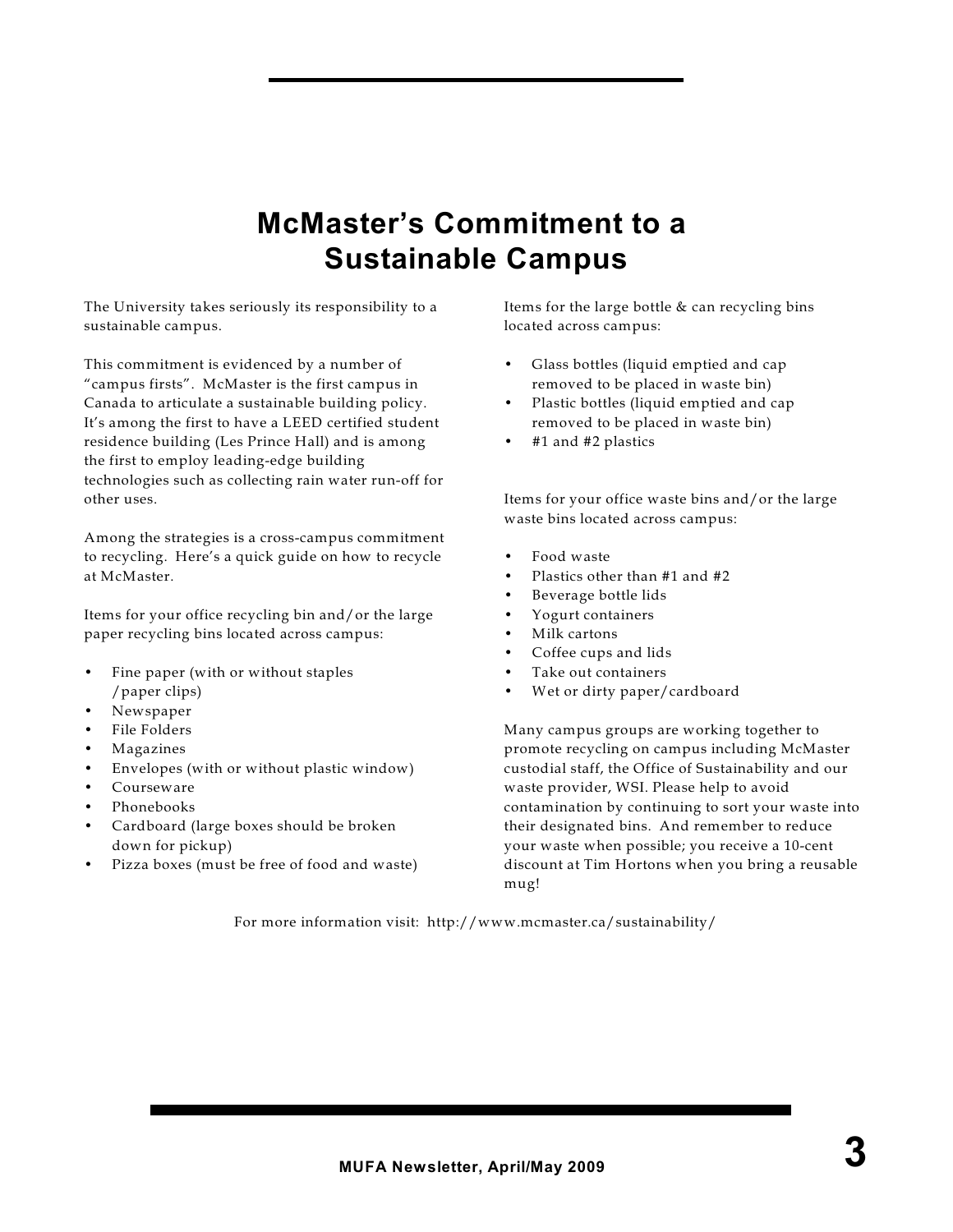# McMaster's Commitment to a Sustainable Campus

The University takes seriously its responsibility to a sustainable campus.

This commitment is evidenced by a number of "campus firsts". McMaster is the first campus in Canada to articulate a sustainable building policy. It's among the first to have a LEED certified student residence building (Les Prince Hall) and is among the first to employ leading-edge building technologies such as collecting rain water run-off for other uses.

Among the strategies is a cross-campus commitment to recycling. Here's a quick guide on how to recycle at McMaster.

Items for your office recycling bin and/or the large paper recycling bins located across campus:

- Fine paper (with or without staples /paper clips)
- Newspaper
- File Folders
- Magazines
- Envelopes (with or without plastic window)
- Courseware
- Phonebooks
- Cardboard (large boxes should be broken down for pickup)
- Pizza boxes (must be free of food and waste)

Items for the large bottle & can recycling bins located across campus:

- Glass bottles (liquid emptied and cap removed to be placed in waste bin)
- Plastic bottles (liquid emptied and cap removed to be placed in waste bin)
- #1 and #2 plastics

Items for your office waste bins and/or the large waste bins located across campus:

- Food waste
- Plastics other than #1 and #2
- Beverage bottle lids
- Yogurt containers
- Milk cartons
- Coffee cups and lids
- Take out containers
- Wet or dirty paper/cardboard

Many campus groups are working together to promote recycling on campus including McMaster custodial staff, the Office of Sustainability and our waste provider, WSI. Please help to avoid contamination by continuing to sort your waste into their designated bins. And remember to reduce your waste when possible; you receive a 10-cent discount at Tim Hortons when you bring a reusable mug!

For more information visit: http://www.mcmaster.ca/sustainability/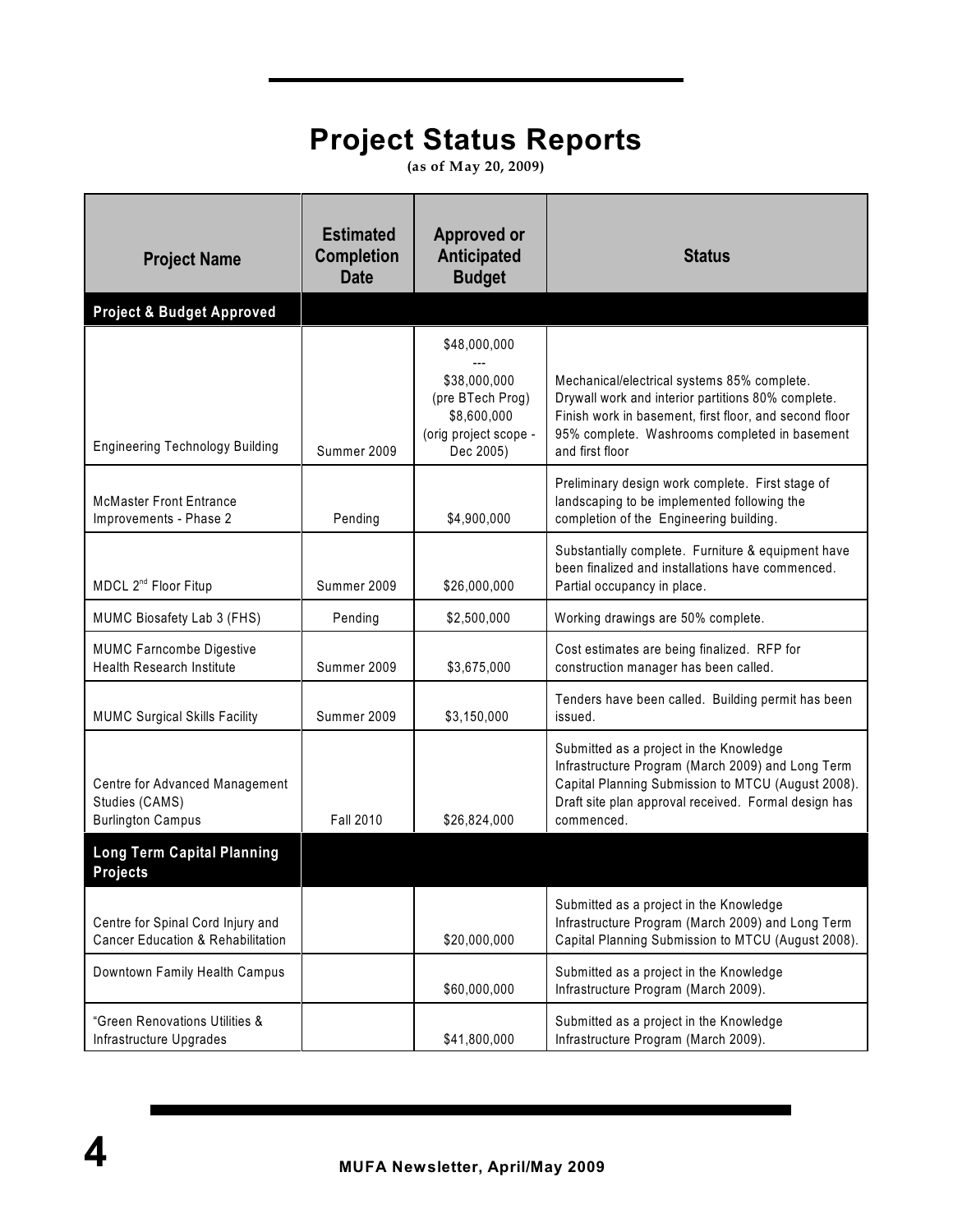# Project Status Reports

(as of May 20, 2009)

| Project Name | Estimated Completion Date | Approved or Anticipated Budget | Status |
|---|---|---|---|
| **Project & Budget Approved** | | | |
| Engineering Technology Building | Summer 2009 | $48,000,000<br>---<br>$38,000,000<br>(pre BTech Prog)<br>$8,600,000<br>(orig project scope - Dec 2005) | Mechanical/electrical systems 85% complete. Drywall work and interior partitions 80% complete. Finish work in basement, first floor, and second floor 95% complete. Washrooms completed in basement and first floor |
| McMaster Front Entrance Improvements - Phase 2 | Pending | $4,900,000 | Preliminary design work complete. First stage of landscaping to be implemented following the completion of the Engineering building. |
| MDCL 2nd Floor Fitup | Summer 2009 | $26,000,000 | Substantially complete. Furniture & equipment have been finalized and installations have commenced. Partial occupancy in place. |
| MUMC Biosafety Lab 3 (FHS) | Pending | $2,500,000 | Working drawings are 50% complete. |
| MUMC Farncombe Digestive Health Research Institute | Summer 2009 | $3,675,000 | Cost estimates are being finalized. RFP for construction manager has been called. |
| MUMC Surgical Skills Facility | Summer 2009 | $3,150,000 | Tenders have been called. Building permit has been issued. |
| Centre for Advanced Management Studies (CAMS) Burlington Campus | Fall 2010 | $26,824,000 | Submitted as a project in the Knowledge Infrastructure Program (March 2009) and Long Term Capital Planning Submission to MTCU (August 2008). Draft site plan approval received. Formal design has commenced. |
| **Long Term Capital Planning Projects** | | | |
| Centre for Spinal Cord Injury and Cancer Education & Rehabilitation | | $20,000,000 | Submitted as a project in the Knowledge Infrastructure Program (March 2009) and Long Term Capital Planning Submission to MTCU (August 2008). |
| Downtown Family Health Campus | | $60,000,000 | Submitted as a project in the Knowledge Infrastructure Program (March 2009). |
| "Green Renovations Utilities & Infrastructure Upgrades | | $41,800,000 | Submitted as a project in the Knowledge Infrastructure Program (March 2009). |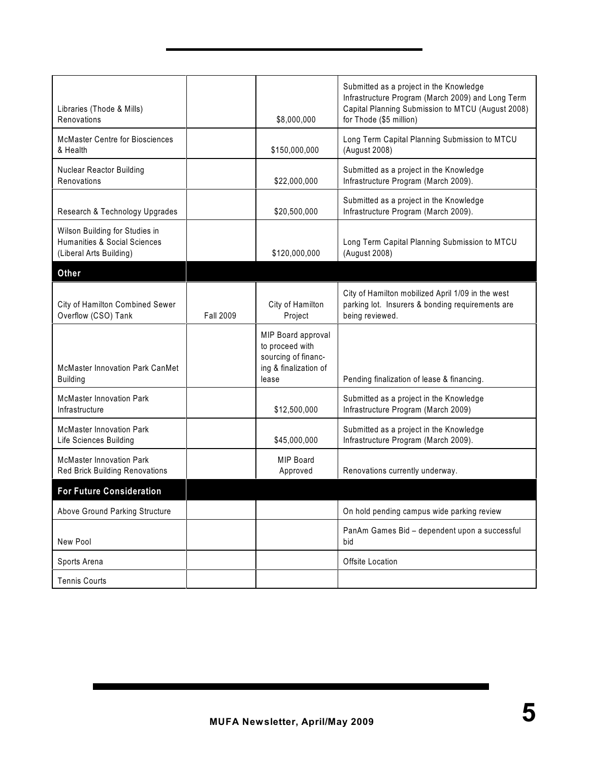| | | | |
|---|---|---|---|
| Libraries (Thode & Mills) Renovations | | $8,000,000 | Submitted as a project in the Knowledge Infrastructure Program (March 2009) and Long Term Capital Planning Submission to MTCU (August 2008) for Thode ($5 million) |
| McMaster Centre for Biosciences & Health | | $150,000,000 | Long Term Capital Planning Submission to MTCU (August 2008) |
| Nuclear Reactor Building Renovations | | $22,000,000 | Submitted as a project in the Knowledge Infrastructure Program (March 2009). |
| Research & Technology Upgrades | | $20,500,000 | Submitted as a project in the Knowledge Infrastructure Program (March 2009). |
| Wilson Building for Studies in Humanities & Social Sciences (Liberal Arts Building) | | $120,000,000 | Long Term Capital Planning Submission to MTCU (August 2008) |
| **Other** | | | |
| City of Hamilton Combined Sewer Overflow (CSO) Tank | Fall 2009 | City of Hamilton Project | City of Hamilton mobilized April 1/09 in the west parking lot. Insurers & bonding requirements are being reviewed. |
| McMaster Innovation Park CanMet Building | | MIP Board approval to proceed with sourcing of financing & finalization of lease | Pending finalization of lease & financing. |
| McMaster Innovation Park Infrastructure | | $12,500,000 | Submitted as a project in the Knowledge Infrastructure Program (March 2009) |
| McMaster Innovation Park Life Sciences Building | | $45,000,000 | Submitted as a project in the Knowledge Infrastructure Program (March 2009). |
| McMaster Innovation Park Red Brick Building Renovations | | MIP Board Approved | Renovations currently underway. |
| **For Future Consideration** | | | |
| Above Ground Parking Structure | | | On hold pending campus wide parking review |
| New Pool | | | PanAm Games Bid – dependent upon a successful bid |
| Sports Arena | | | Offsite Location |
| Tennis Courts | | | |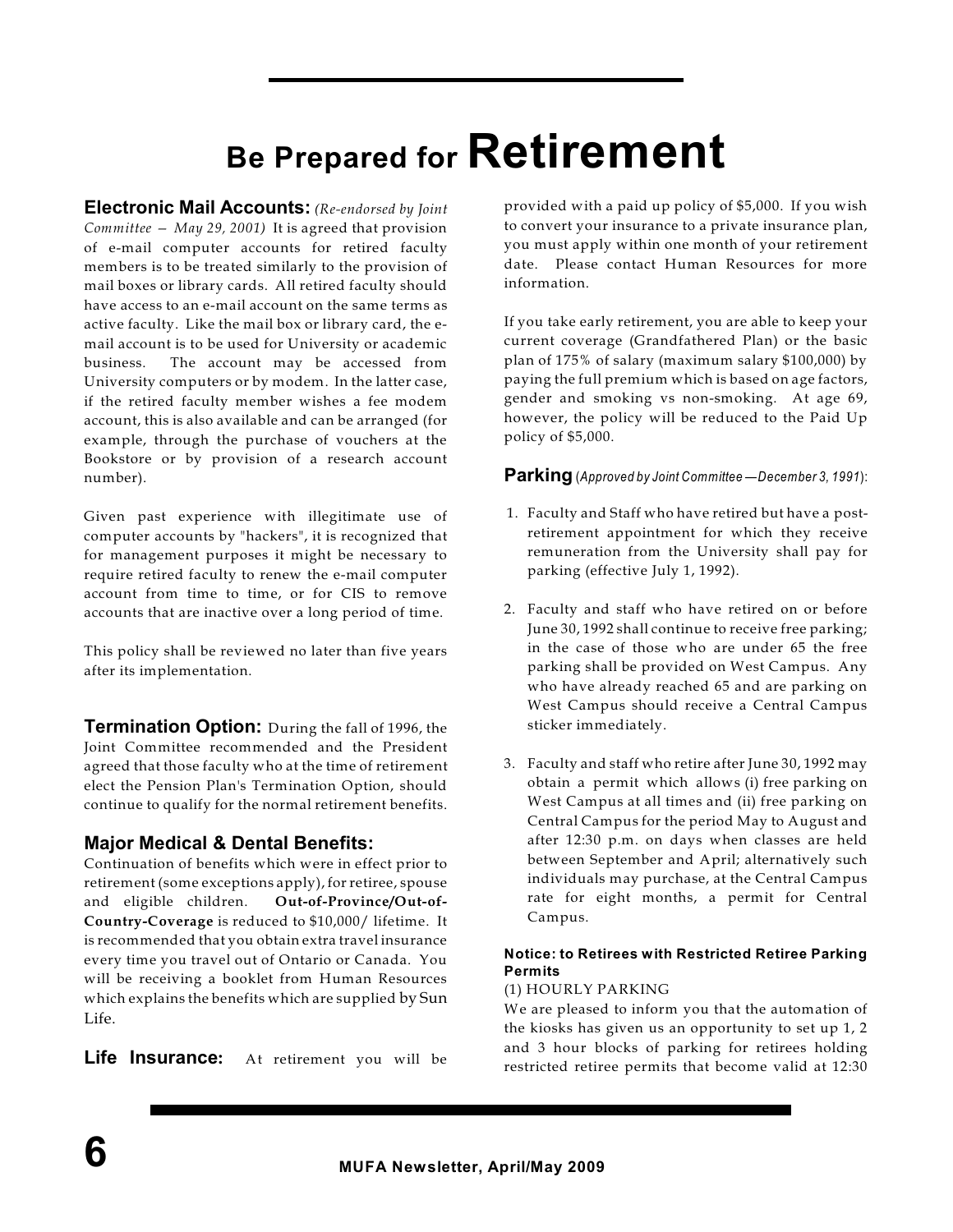# Be Prepared for Retirement

**Electronic Mail Accounts:** *(Re-endorsed by Joint Committee – May 29, 2001)* It is agreed that provision of e-mail computer accounts for retired faculty members is to be treated similarly to the provision of mail boxes or library cards. All retired faculty should have access to an e-mail account on the same terms as active faculty. Like the mail box or library card, the e-mail account is to be used for University or academic business. The account may be accessed from University computers or by modem. In the latter case, if the retired faculty member wishes a fee modem account, this is also available and can be arranged (for example, through the purchase of vouchers at the Bookstore or by provision of a research account number).

Given past experience with illegitimate use of computer accounts by "hackers", it is recognized that for management purposes it might be necessary to require retired faculty to renew the e-mail computer account from time to time, or for CIS to remove accounts that are inactive over a long period of time.

This policy shall be reviewed no later than five years after its implementation.

**Termination Option:** During the fall of 1996, the Joint Committee recommended and the President agreed that those faculty who at the time of retirement elect the Pension Plan's Termination Option, should continue to qualify for the normal retirement benefits.

**Major Medical & Dental Benefits:**
Continuation of benefits which were in effect prior to retirement (some exceptions apply), for retiree, spouse and eligible children. **Out-of-Province/Out-of-Country-Coverage** is reduced to $10,000/ lifetime. It is recommended that you obtain extra travel insurance every time you travel out of Ontario or Canada. You will be receiving a booklet from Human Resources which explains the benefits which are supplied by Sun Life.

**Life Insurance:** At retirement you will be provided with a paid up policy of $5,000. If you wish to convert your insurance to a private insurance plan, you must apply within one month of your retirement date. Please contact Human Resources for more information.

If you take early retirement, you are able to keep your current coverage (Grandfathered Plan) or the basic plan of 175% of salary (maximum salary $100,000) by paying the full premium which is based on age factors, gender and smoking vs non-smoking. At age 69, however, the policy will be reduced to the Paid Up policy of $5,000.

**Parking** (*Approved by Joint Committee —December 3, 1991*):

1. Faculty and Staff who have retired but have a post-retirement appointment for which they receive remuneration from the University shall pay for parking (effective July 1, 1992).

2. Faculty and staff who have retired on or before June 30, 1992 shall continue to receive free parking; in the case of those who are under 65 the free parking shall be provided on West Campus. Any who have already reached 65 and are parking on West Campus should receive a Central Campus sticker immediately.

3. Faculty and staff who retire after June 30, 1992 may obtain a permit which allows (i) free parking on West Campus at all times and (ii) free parking on Central Campus for the period May to August and after 12:30 p.m. on days when classes are held between September and April; alternatively such individuals may purchase, at the Central Campus rate for eight months, a permit for Central Campus.

**Notice: to Retirees with Restricted Retiree Parking Permits**

(1) HOURLY PARKING

We are pleased to inform you that the automation of the kiosks has given us an opportunity to set up 1, 2 and 3 hour blocks of parking for retirees holding restricted retiree permits that become valid at 12:30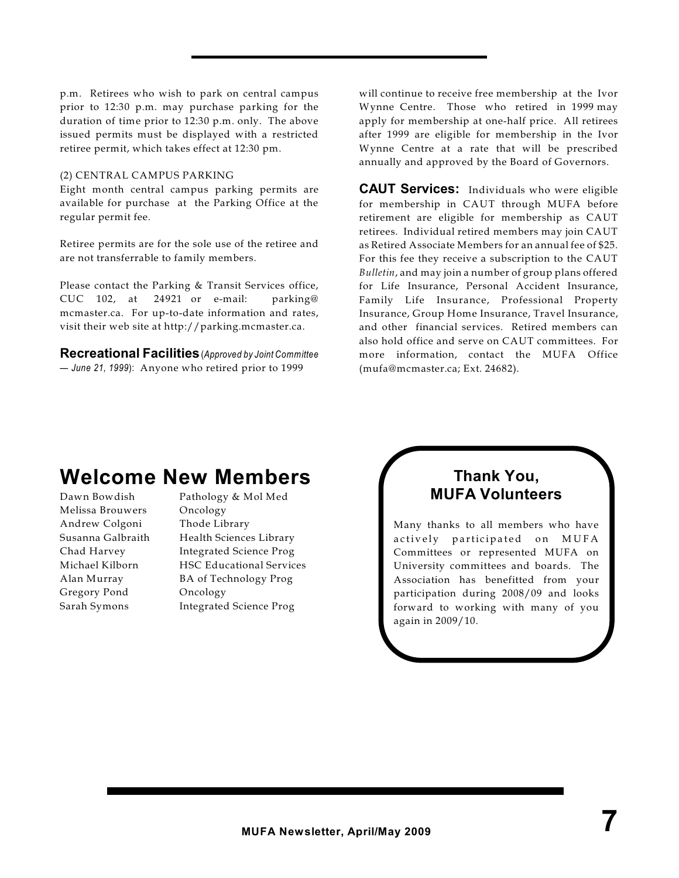p.m. Retirees who wish to park on central campus prior to 12:30 p.m. may purchase parking for the duration of time prior to 12:30 p.m. only. The above issued permits must be displayed with a restricted retiree permit, which takes effect at 12:30 pm.

(2) CENTRAL CAMPUS PARKING
Eight month central campus parking permits are available for purchase at the Parking Office at the regular permit fee.

Retiree permits are for the sole use of the retiree and are not transferrable to family members.

Please contact the Parking & Transit Services office, CUC 102, at 24921 or e-mail: parking@mcmaster.ca. For up-to-date information and rates, visit their web site at http://parking.mcmaster.ca.

**Recreational Facilities** (*Approved by Joint Committee — June 21, 1999*): Anyone who retired prior to 1999 will continue to receive free membership at the Ivor Wynne Centre. Those who retired in 1999 may apply for membership at one-half price. All retirees after 1999 are eligible for membership in the Ivor Wynne Centre at a rate that will be prescribed annually and approved by the Board of Governors.

**CAUT Services:** Individuals who were eligible for membership in CAUT through MUFA before retirement are eligible for membership as CAUT retirees. Individual retired members may join CAUT as Retired Associate Members for an annual fee of $25. For this fee they receive a subscription to the CAUT *Bulletin*, and may join a number of group plans offered for Life Insurance, Personal Accident Insurance, Family Life Insurance, Professional Property Insurance, Group Home Insurance, Travel Insurance, and other financial services. Retired members can also hold office and serve on CAUT committees. For more information, contact the MUFA Office (mufa@mcmaster.ca; Ext. 24682).

# Welcome New Members

| | |
|---|---|
| Dawn Bowdish | Pathology & Mol Med |
| Melissa Brouwers | Oncology |
| Andrew Colgoni | Thode Library |
| Susanna Galbraith | Health Sciences Library |
| Chad Harvey | Integrated Science Prog |
| Michael Kilborn | HSC Educational Services |
| Alan Murray | BA of Technology Prog |
| Gregory Pond | Oncology |
| Sarah Symons | Integrated Science Prog |

## Thank You, MUFA Volunteers

Many thanks to all members who have actively participated on MUFA Committees or represented MUFA on University committees and boards. The Association has benefitted from your participation during 2008/09 and looks forward to working with many of you again in 2009/10.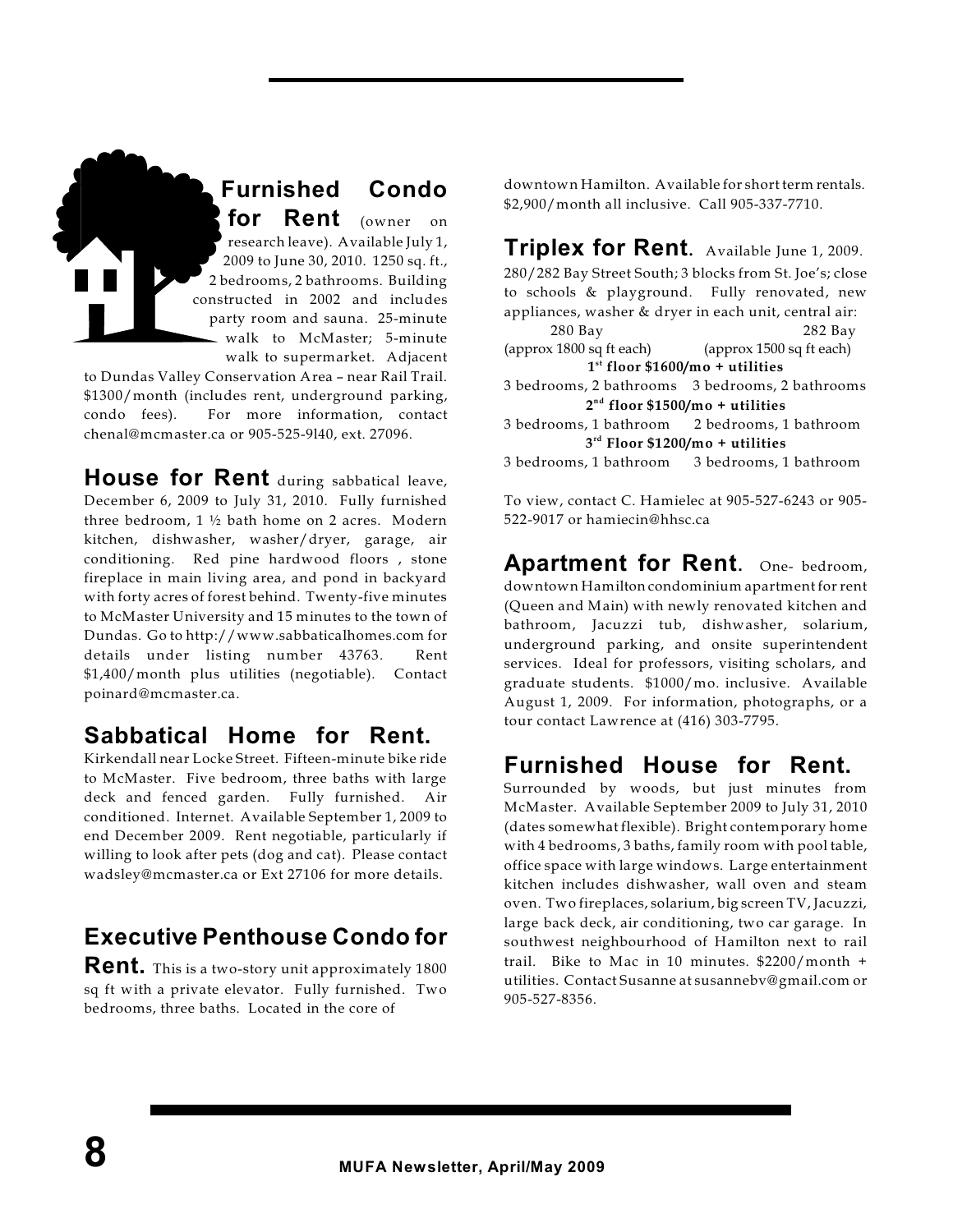## Furnished Condo for Rent

(owner on research leave). Available July 1, 2009 to June 30, 2010. 1250 sq. ft., 2 bedrooms, 2 bathrooms. Building constructed in 2002 and includes party room and sauna. 25-minute walk to McMaster; 5-minute walk to supermarket. Adjacent to Dundas Valley Conservation Area – near Rail Trail. $1300/month (includes rent, underground parking, condo fees). For more information, contact chenal@mcmaster.ca or 905-525-9140, ext. 27096.

## House for Rent

during sabbatical leave, December 6, 2009 to July 31, 2010. Fully furnished three bedroom, 1 ½ bath home on 2 acres. Modern kitchen, dishwasher, washer/dryer, garage, air conditioning. Red pine hardwood floors , stone fireplace in main living area, and pond in backyard with forty acres of forest behind. Twenty-five minutes to McMaster University and 15 minutes to the town of Dundas. Go to http://www.sabbaticalhomes.com for details under listing number 43763. Rent $1,400/month plus utilities (negotiable). Contact poinard@mcmaster.ca.

## Sabbatical Home for Rent.

Kirkendall near Locke Street. Fifteen-minute bike ride to McMaster. Five bedroom, three baths with large deck and fenced garden. Fully furnished. Air conditioned. Internet. Available September 1, 2009 to end December 2009. Rent negotiable, particularly if willing to look after pets (dog and cat). Please contact wadsley@mcmaster.ca or Ext 27106 for more details.

## Executive Penthouse Condo for Rent.

This is a two-story unit approximately 1800 sq ft with a private elevator. Fully furnished. Two bedrooms, three baths. Located in the core of downtown Hamilton. Available for short term rentals. $2,900/month all inclusive. Call 905-337-7710.

## Triplex for Rent.

Available June 1, 2009. 280/282 Bay Street South; 3 blocks from St. Joe's; close to schools & playground. Fully renovated, new appliances, washer & dryer in each unit, central air:

| 280 Bay (approx 1800 sq ft each) | 282 Bay (approx 1500 sq ft each) |
|---|---|
| **1st floor $1600/mo + utilities** | |
| 3 bedrooms, 2 bathrooms | 3 bedrooms, 2 bathrooms |
| **2nd floor $1500/mo + utilities** | |
| 3 bedrooms, 1 bathroom | 2 bedrooms, 1 bathroom |
| **3rd Floor $1200/mo + utilities** | |
| 3 bedrooms, 1 bathroom | 3 bedrooms, 1 bathroom |

To view, contact C. Hamielec at 905-527-6243 or 905-522-9017 or hamiecin@hhsc.ca

## Apartment for Rent.

One- bedroom, downtown Hamilton condominium apartment for rent (Queen and Main) with newly renovated kitchen and bathroom, Jacuzzi tub, dishwasher, solarium, underground parking, and onsite superintendent services. Ideal for professors, visiting scholars, and graduate students. $1000/mo. inclusive. Available August 1, 2009. For information, photographs, or a tour contact Lawrence at (416) 303-7795.

## Furnished House for Rent.

Surrounded by woods, but just minutes from McMaster. Available September 2009 to July 31, 2010 (dates somewhat flexible). Bright contemporary home with 4 bedrooms, 3 baths, family room with pool table, office space with large windows. Large entertainment kitchen includes dishwasher, wall oven and steam oven. Two fireplaces, solarium, big screen TV, Jacuzzi, large back deck, air conditioning, two car garage. In southwest neighbourhood of Hamilton next to rail trail. Bike to Mac in 10 minutes. $2200/month + utilities. Contact Susanne at susannebv@gmail.com or 905-527-8356.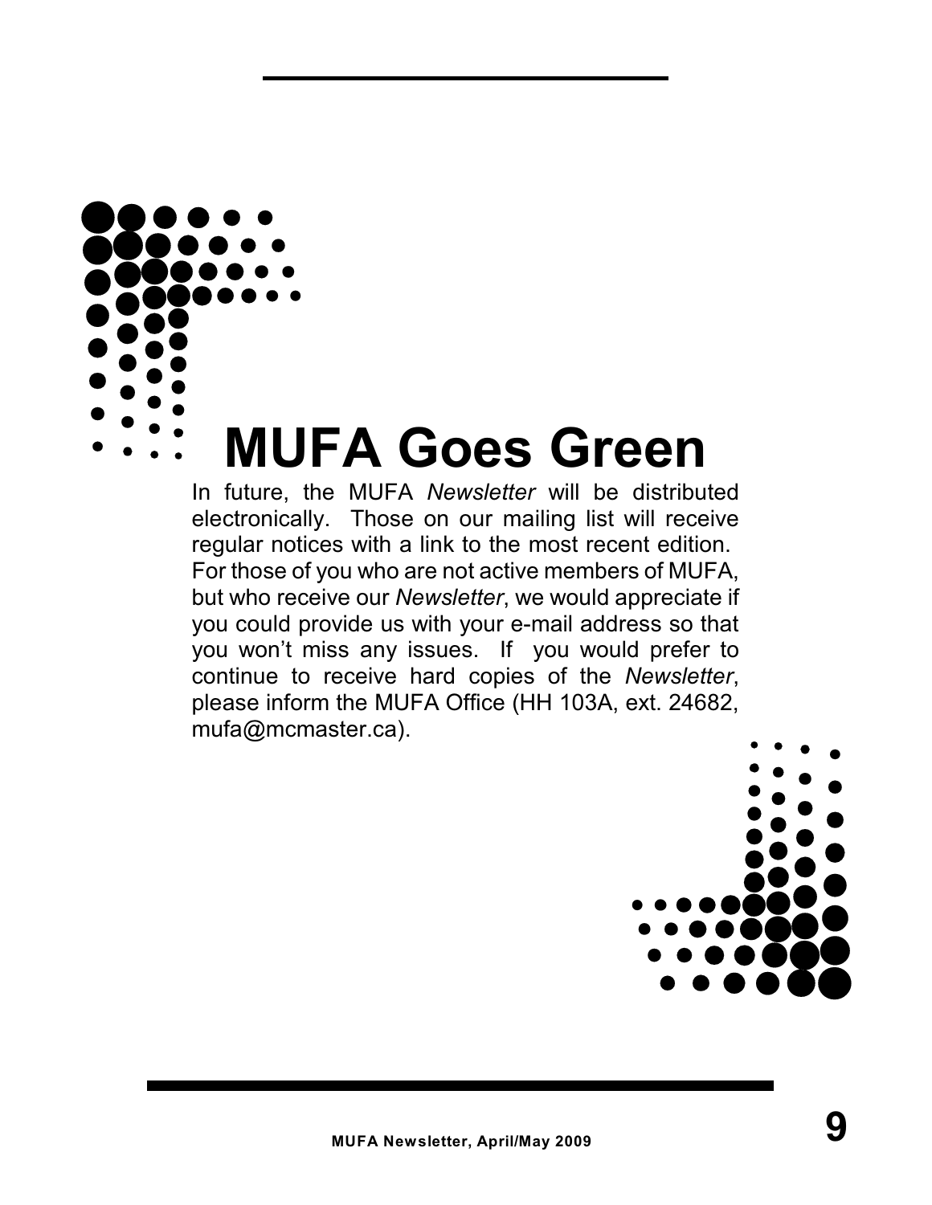# MUFA Goes Green

In future, the MUFA *Newsletter* will be distributed electronically. Those on our mailing list will receive regular notices with a link to the most recent edition. For those of you who are not active members of MUFA, but who receive our *Newsletter*, we would appreciate if you could provide us with your e-mail address so that you won't miss any issues. If you would prefer to continue to receive hard copies of the *Newsletter*, please inform the MUFA Office (HH 103A, ext. 24682, mufa@mcmaster.ca).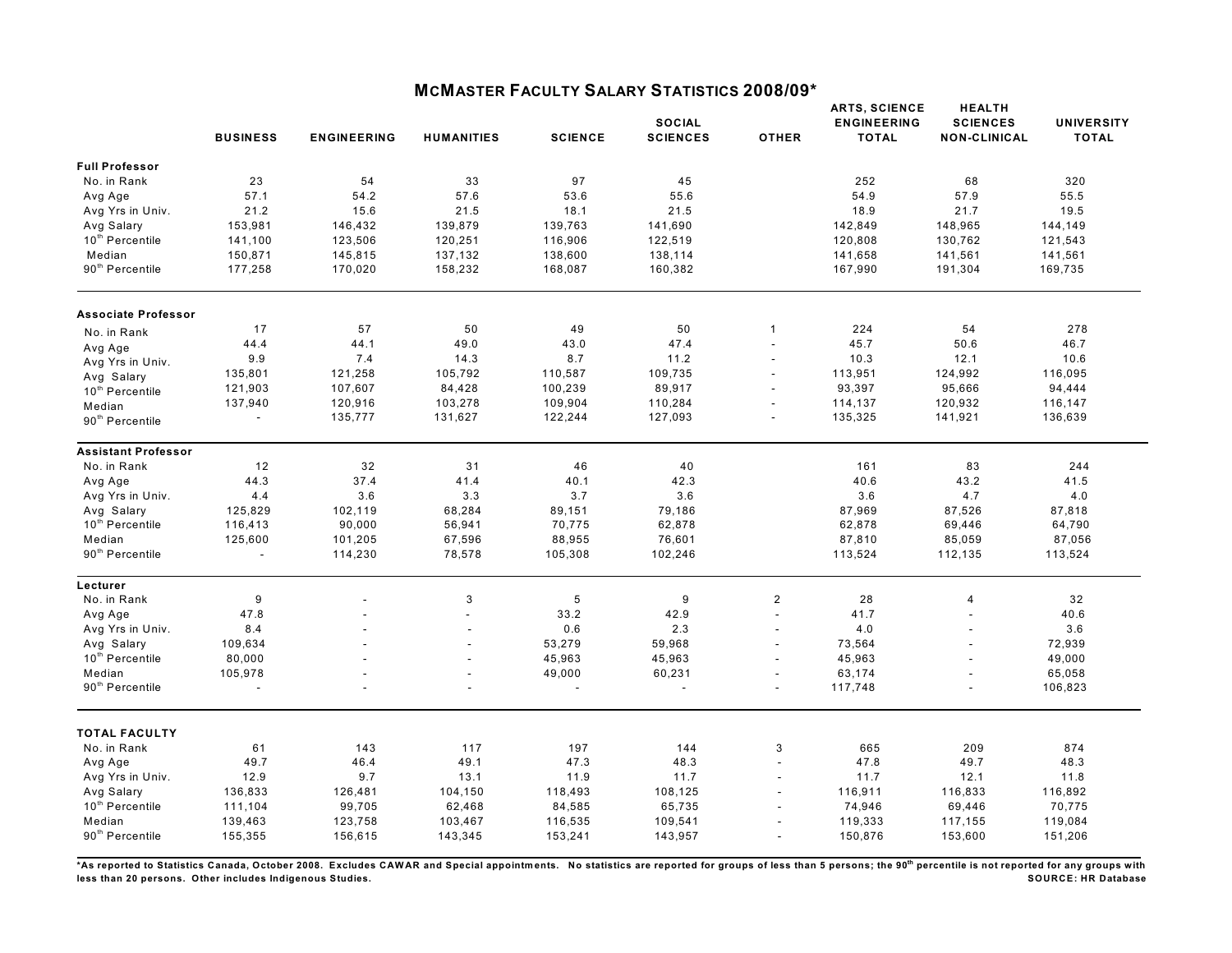# MCMASTER FACULTY SALARY STATISTICS 2008/09*

| | BUSINESS | ENGINEERING | HUMANITIES | SCIENCE | SOCIAL SCIENCES | OTHER | ARTS, SCIENCE ENGINEERING TOTAL | HEALTH SCIENCES NON-CLINICAL | UNIVERSITY TOTAL |
|---|---|---|---|---|---|---|---|---|---|
| **Full Professor** | | | | | | | | | |
| No. in Rank | 23 | 54 | 33 | 97 | 45 | | 252 | 68 | 320 |
| Avg Age | 57.1 | 54.2 | 57.6 | 53.6 | 55.6 | | 54.9 | 57.9 | 55.5 |
| Avg Yrs in Univ. | 21.2 | 15.6 | 21.5 | 18.1 | 21.5 | | 18.9 | 21.7 | 19.5 |
| Avg Salary | 153,981 | 146,432 | 139,879 | 139,763 | 141,690 | | 142,849 | 148,965 | 144,149 |
| 10th Percentile | 141,100 | 123,506 | 120,251 | 116,906 | 122,519 | | 120,808 | 130,762 | 121,543 |
| Median | 150,871 | 145,815 | 137,132 | 138,600 | 138,114 | | 141,658 | 141,561 | 141,561 |
| 90th Percentile | 177,258 | 170,020 | 158,232 | 168,087 | 160,382 | | 167,990 | 191,304 | 169,735 |
| **Associate Professor** | | | | | | | | | |
| No. in Rank | 17 | 57 | 50 | 49 | 50 | 1 | 224 | 54 | 278 |
| Avg Age | 44.4 | 44.1 | 49.0 | 43.0 | 47.4 | - | 45.7 | 50.6 | 46.7 |
| Avg Yrs in Univ. | 9.9 | 7.4 | 14.3 | 8.7 | 11.2 | - | 10.3 | 12.1 | 10.6 |
| Avg Salary | 135,801 | 121,258 | 105,792 | 110,587 | 109,735 | - | 113,951 | 124,992 | 116,095 |
| 10th Percentile | 121,903 | 107,607 | 84,428 | 100,239 | 89,917 | - | 93,397 | 95,666 | 94,444 |
| Median | 137,940 | 120,916 | 103,278 | 109,904 | 110,284 | - | 114,137 | 120,932 | 116,147 |
| 90th Percentile | - | 135,777 | 131,627 | 122,244 | 127,093 | - | 135,325 | 141,921 | 136,639 |
| **Assistant Professor** | | | | | | | | | |
| No. in Rank | 12 | 32 | 31 | 46 | 40 | | 161 | 83 | 244 |
| Avg Age | 44.3 | 37.4 | 41.4 | 40.1 | 42.3 | | 40.6 | 43.2 | 41.5 |
| Avg Yrs in Univ. | 4.4 | 3.6 | 3.3 | 3.7 | 3.6 | | 3.6 | 4.7 | 4.0 |
| Avg Salary | 125,829 | 102,119 | 68,284 | 89,151 | 79,186 | | 87,969 | 87,526 | 87,818 |
| 10th Percentile | 116,413 | 90,000 | 56,941 | 70,775 | 62,878 | | 62,878 | 69,446 | 64,790 |
| Median | 125,600 | 101,205 | 67,596 | 88,955 | 76,601 | | 87,810 | 85,059 | 87,056 |
| 90th Percentile | - | 114,230 | 78,578 | 105,308 | 102,246 | | 113,524 | 112,135 | 113,524 |
| **Lecturer** | | | | | | | | | |
| No. in Rank | 9 | - | 3 | 5 | 9 | 2 | 28 | 4 | 32 |
| Avg Age | 47.8 | - | - | 33.2 | 42.9 | - | 41.7 | - | 40.6 |
| Avg Yrs in Univ. | 8.4 | - | - | 0.6 | 2.3 | - | 4.0 | - | 3.6 |
| Avg Salary | 109,634 | - | - | 53,279 | 59,968 | - | 73,564 | - | 72,939 |
| 10th Percentile | 80,000 | - | - | 45,963 | 45,963 | - | 45,963 | - | 49,000 |
| Median | 105,978 | - | - | 49,000 | 60,231 | - | 63,174 | - | 65,058 |
| 90th Percentile | - | - | - | - | - | - | 117,748 | - | 106,823 |
| **TOTAL FACULTY** | | | | | | | | | |
| No. in Rank | 61 | 143 | 117 | 197 | 144 | 3 | 665 | 209 | 874 |
| Avg Age | 49.7 | 46.4 | 49.1 | 47.3 | 48.3 | - | 47.8 | 49.7 | 48.3 |
| Avg Yrs in Univ. | 12.9 | 9.7 | 13.1 | 11.9 | 11.7 | - | 11.7 | 12.1 | 11.8 |
| Avg Salary | 136,833 | 126,481 | 104,150 | 118,493 | 108,125 | - | 116,911 | 116,833 | 116,892 |
| 10th Percentile | 111,104 | 99,705 | 62,468 | 84,585 | 65,735 | - | 74,946 | 69,446 | 70,775 |
| Median | 139,463 | 123,758 | 103,467 | 116,535 | 109,541 | - | 119,333 | 117,155 | 119,084 |
| 90th Percentile | 155,355 | 156,615 | 143,345 | 153,241 | 143,957 | - | 150,876 | 153,600 | 151,206 |

**\*As reported to Statistics Canada, October 2008. Excludes CAWAR and Special appointments. No statistics are reported for groups of less than 5 persons; the 90th percentile is not reported for any groups with less than 20 persons. Other includes Indigenous Studies.**

**SOURCE: HR Database**